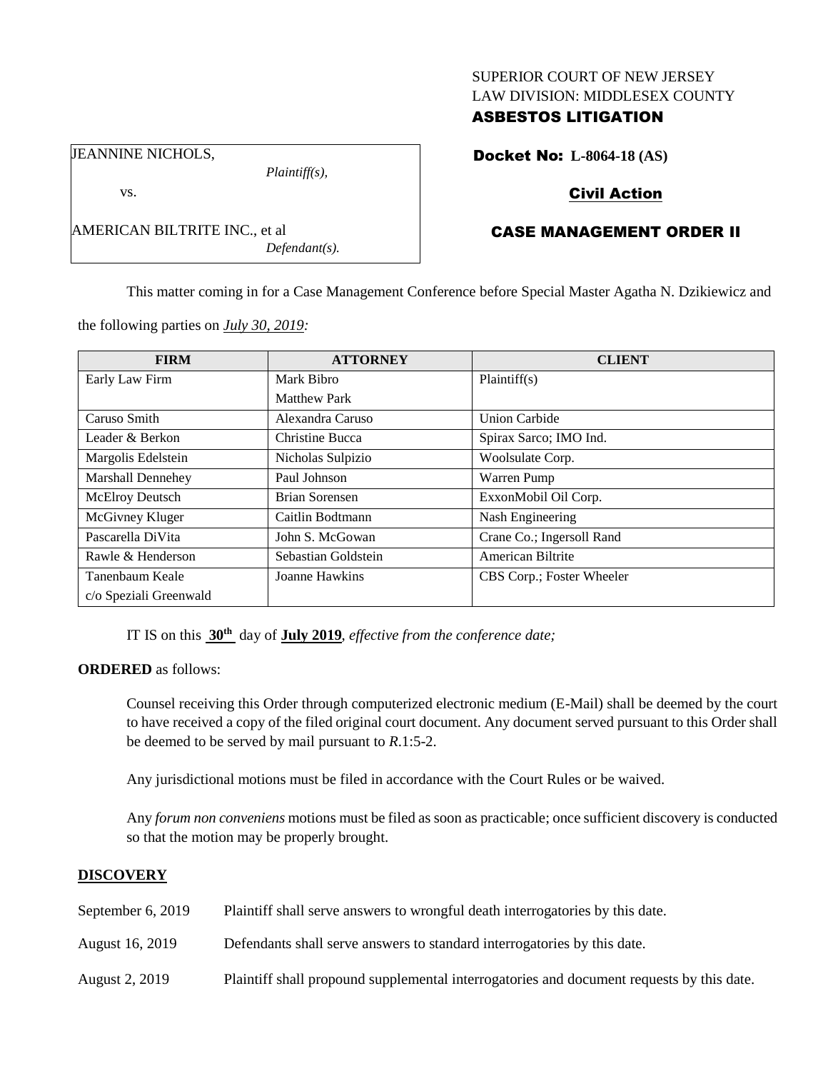SUPERIOR COURT OF NEW JERSEY
LAW DIVISION: MIDDLESEX COUNTY
**ASBESTOS LITIGATION**

JEANNINE NICHOLS,
*Plaintiff(s),*

vs.

AMERICAN BILTRITE INC., et al
*Defendant(s).*

**Docket No: L-8064-18 (AS)**

**Civil Action**

**CASE MANAGEMENT ORDER II**

This matter coming in for a Case Management Conference before Special Master Agatha N. Dzikiewicz and the following parties on *July 30, 2019:*

| FIRM | ATTORNEY | CLIENT |
|---|---|---|
| Early Law Firm | Mark Bibro<br>Matthew Park | Plaintiff(s) |
| Caruso Smith | Alexandra Caruso | Union Carbide |
| Leader & Berkon | Christine Bucca | Spirax Sarco; IMO Ind. |
| Margolis Edelstein | Nicholas Sulpizio | Woolsulate Corp. |
| Marshall Dennehey | Paul Johnson | Warren Pump |
| McElroy Deutsch | Brian Sorensen | ExxonMobil Oil Corp. |
| McGivney Kluger | Caitlin Bodtmann | Nash Engineering |
| Pascarella DiVita | John S. McGowan | Crane Co.; Ingersoll Rand |
| Rawle & Henderson | Sebastian Goldstein | American Biltrite |
| Tanenbaum Keale<br>c/o Speziali Greenwald | Joanne Hawkins | CBS Corp.; Foster Wheeler |

IT IS on this **30th** day of **July 2019**, *effective from the conference date;*

**ORDERED** as follows:

Counsel receiving this Order through computerized electronic medium (E-Mail) shall be deemed by the court to have received a copy of the filed original court document. Any document served pursuant to this Order shall be deemed to be served by mail pursuant to *R*.1:5-2.

Any jurisdictional motions must be filed in accordance with the Court Rules or be waived.

Any *forum non conveniens* motions must be filed as soon as practicable; once sufficient discovery is conducted so that the motion may be properly brought.

**DISCOVERY**

September 6, 2019 — Plaintiff shall serve answers to wrongful death interrogatories by this date.

August 16, 2019 — Defendants shall serve answers to standard interrogatories by this date.

August 2, 2019 — Plaintiff shall propound supplemental interrogatories and document requests by this date.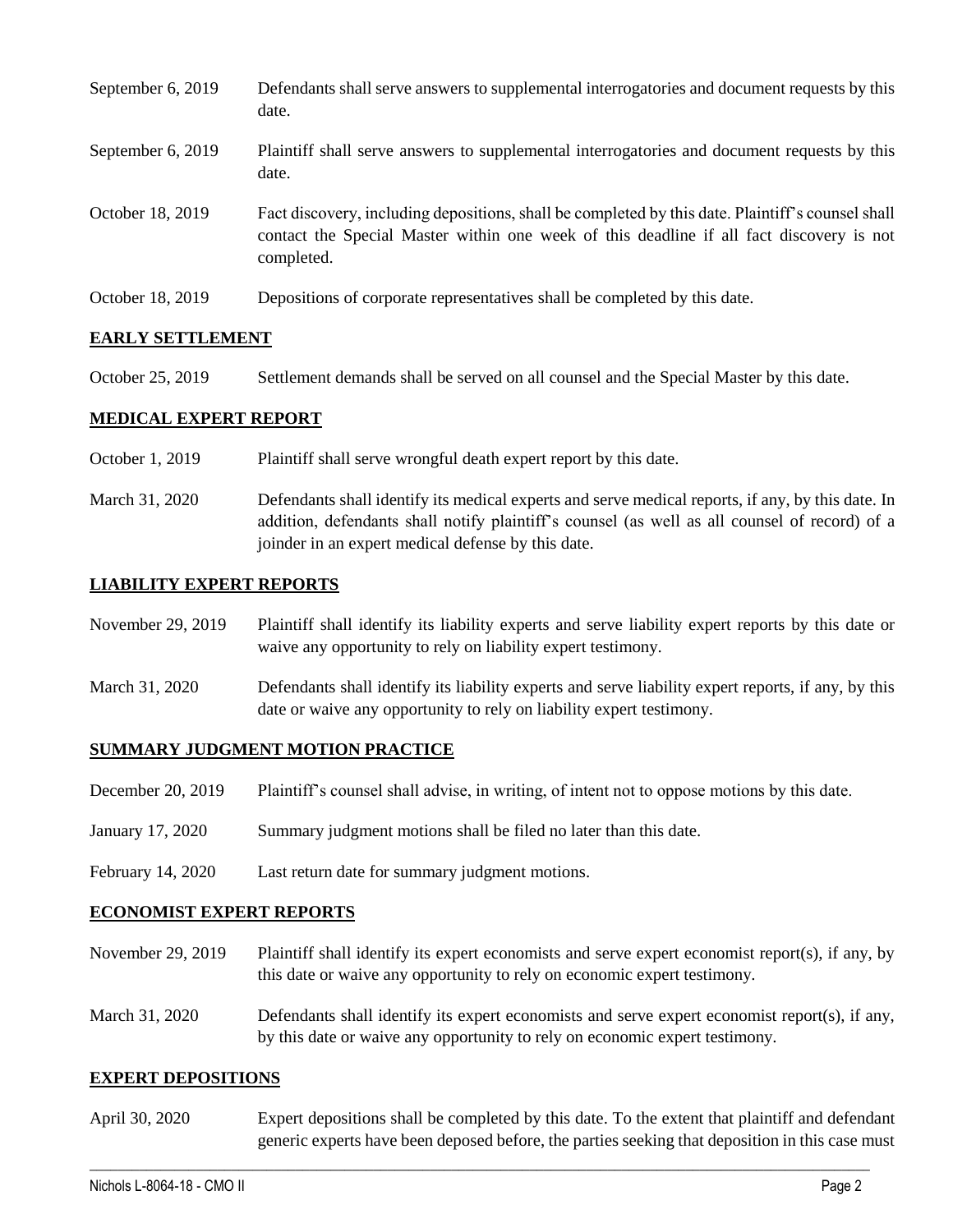| | |
|---|---|
| September 6, 2019 | Defendants shall serve answers to supplemental interrogatories and document requests by this date. |
| September 6, 2019 | Plaintiff shall serve answers to supplemental interrogatories and document requests by this date. |
| October 18, 2019 | Fact discovery, including depositions, shall be completed by this date. Plaintiff's counsel shall contact the Special Master within one week of this deadline if all fact discovery is not completed. |
| October 18, 2019 | Depositions of corporate representatives shall be completed by this date. |

## EARLY SETTLEMENT

| | |
|---|---|
| October 25, 2019 | Settlement demands shall be served on all counsel and the Special Master by this date. |

## MEDICAL EXPERT REPORT

| | |
|---|---|
| October 1, 2019 | Plaintiff shall serve wrongful death expert report by this date. |
| March 31, 2020 | Defendants shall identify its medical experts and serve medical reports, if any, by this date. In addition, defendants shall notify plaintiff's counsel (as well as all counsel of record) of a joinder in an expert medical defense by this date. |

## LIABILITY EXPERT REPORTS

| | |
|---|---|
| November 29, 2019 | Plaintiff shall identify its liability experts and serve liability expert reports by this date or waive any opportunity to rely on liability expert testimony. |
| March 31, 2020 | Defendants shall identify its liability experts and serve liability expert reports, if any, by this date or waive any opportunity to rely on liability expert testimony. |

## SUMMARY JUDGMENT MOTION PRACTICE

| | |
|---|---|
| December 20, 2019 | Plaintiff's counsel shall advise, in writing, of intent not to oppose motions by this date. |
| January 17, 2020 | Summary judgment motions shall be filed no later than this date. |
| February 14, 2020 | Last return date for summary judgment motions. |

## ECONOMIST EXPERT REPORTS

| | |
|---|---|
| November 29, 2019 | Plaintiff shall identify its expert economists and serve expert economist report(s), if any, by this date or waive any opportunity to rely on economic expert testimony. |
| March 31, 2020 | Defendants shall identify its expert economists and serve expert economist report(s), if any, by this date or waive any opportunity to rely on economic expert testimony. |

## EXPERT DEPOSITIONS

| | |
|---|---|
| April 30, 2020 | Expert depositions shall be completed by this date. To the extent that plaintiff and defendant generic experts have been deposed before, the parties seeking that deposition in this case must |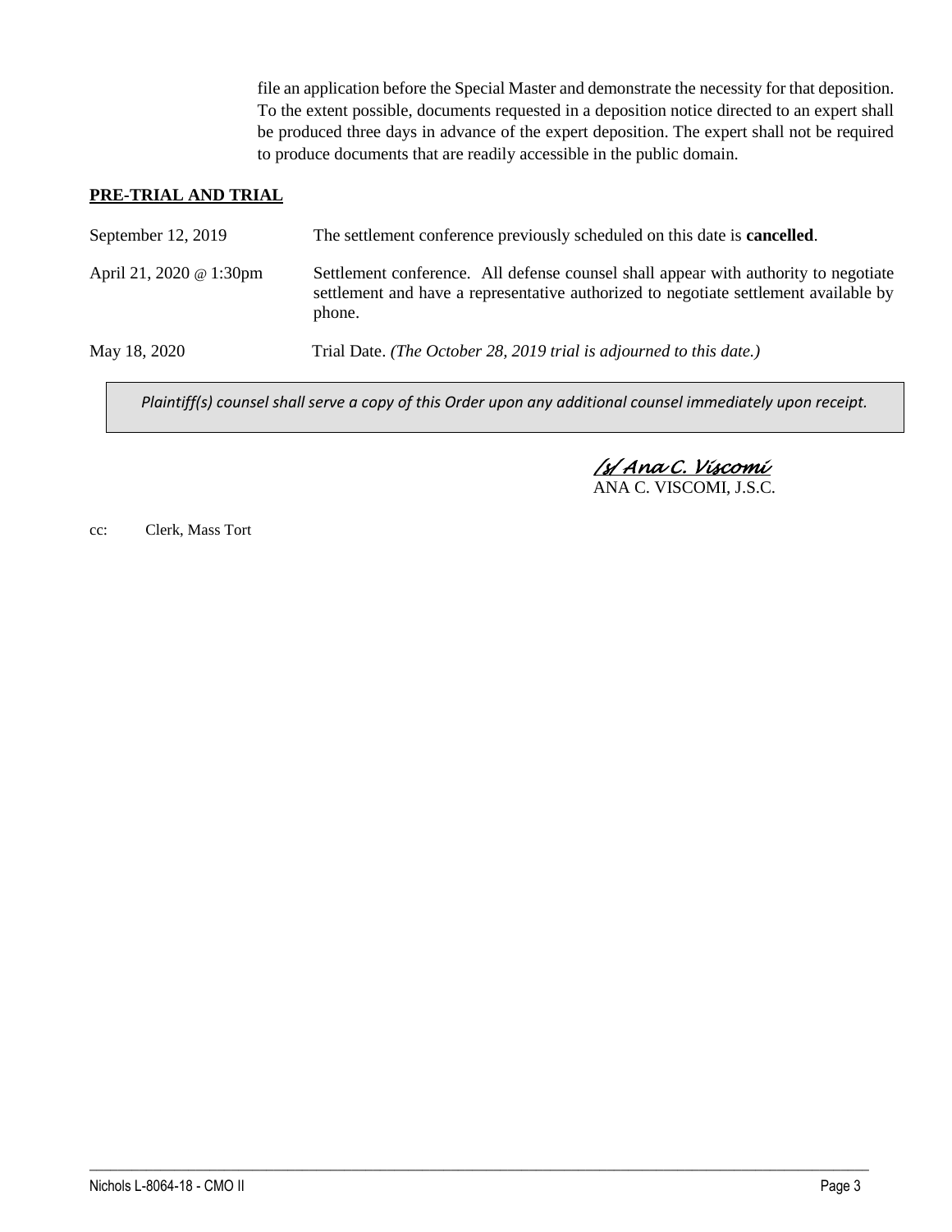file an application before the Special Master and demonstrate the necessity for that deposition. To the extent possible, documents requested in a deposition notice directed to an expert shall be produced three days in advance of the expert deposition. The expert shall not be required to produce documents that are readily accessible in the public domain.

**PRE-TRIAL AND TRIAL**

| | |
|---|---|
| September 12, 2019 | The settlement conference previously scheduled on this date is **cancelled**. |
| April 21, 2020 @ 1:30pm | Settlement conference. All defense counsel shall appear with authority to negotiate settlement and have a representative authorized to negotiate settlement available by phone. |
| May 18, 2020 | Trial Date. *(The October 28, 2019 trial is adjourned to this date.)* |

*Plaintiff(s) counsel shall serve a copy of this Order upon any additional counsel immediately upon receipt.*

*/s/ Ana C. Viscomi*
ANA C. VISCOMI, J.S.C.

cc: Clerk, Mass Tort